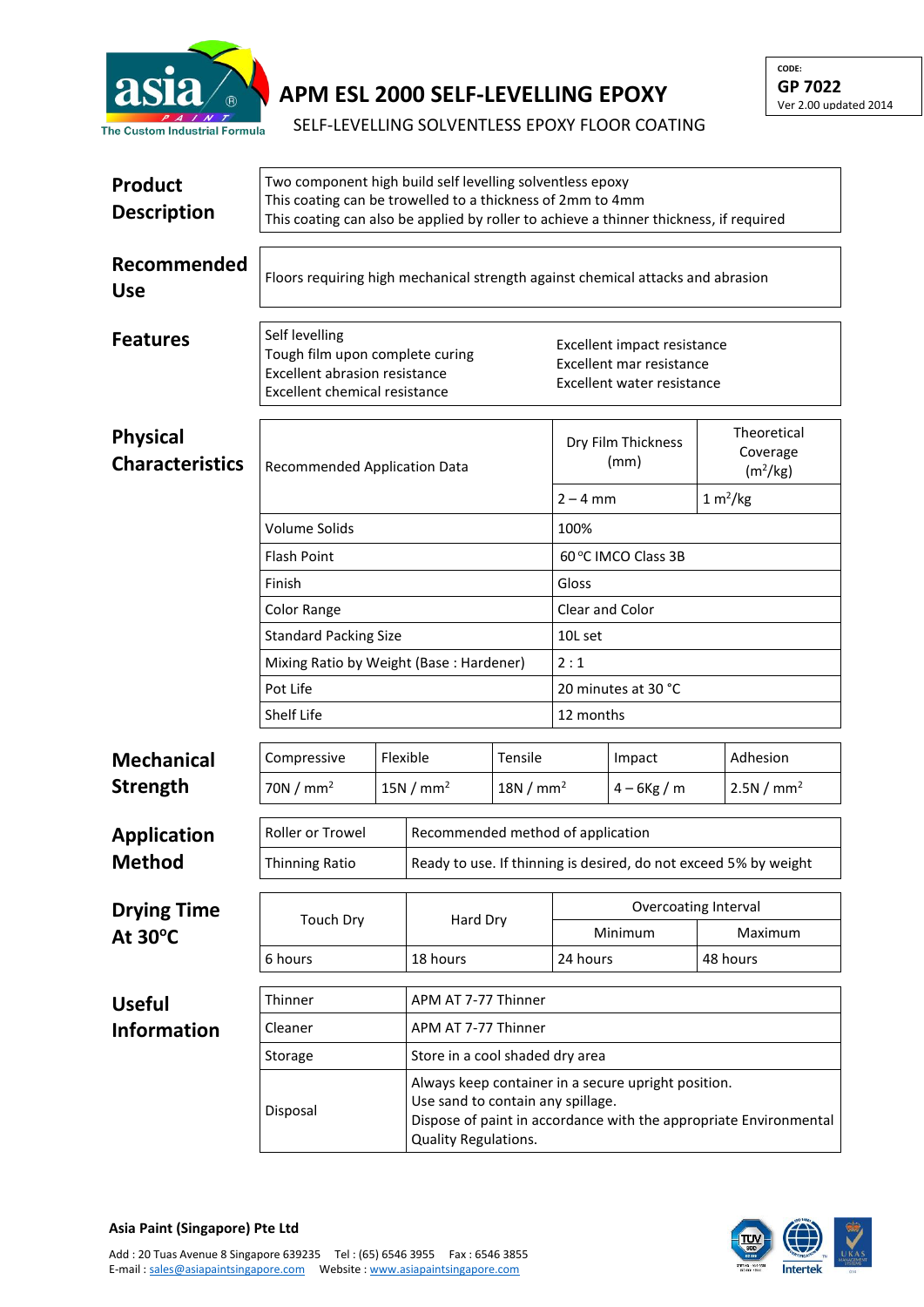# APM ESL 2000 SELF-LEVELLING EPOXY

SELF-LEVELLING SOLVENTLESS EPOXY FLOOR COATING

CODE:
**GP 7022**
Ver 2.00 updated 2014

## Product Description

Two component high build self levelling solventless epoxy
This coating can be trowelled to a thickness of 2mm to 4mm
This coating can also be applied by roller to achieve a thinner thickness, if required

## Recommended Use

Floors requiring high mechanical strength against chemical attacks and abrasion

## Features

- Self levelling
- Tough film upon complete curing
- Excellent abrasion resistance
- Excellent chemical resistance
- Excellent impact resistance
- Excellent mar resistance
- Excellent water resistance

## Physical Characteristics

| Recommended Application Data | Dry Film Thickness (mm) | Theoretical Coverage ($m^2$/kg) |
|---|---|---|
| | 2 – 4 mm | 1 $m^2$/kg |
| Volume Solids | 100% | |
| Flash Point | 60 °C IMCO Class 3B | |
| Finish | Gloss | |
| Color Range | Clear and Color | |
| Standard Packing Size | 10L set | |
| Mixing Ratio by Weight (Base : Hardener) | 2 : 1 | |
| Pot Life | 20 minutes at 30 °C | |
| Shelf Life | 12 months | |

## Mechanical Strength

| Compressive | Flexible | Tensile | Impact | Adhesion |
|---|---|---|---|---|
| 70N / $mm^2$ | 15N / $mm^2$ | 18N / $mm^2$ | 4 – 6Kg / m | 2.5N / $mm^2$ |

## Application Method

| Roller or Trowel | Recommended method of application |
|---|---|
| Thinning Ratio | Ready to use. If thinning is desired, do not exceed 5% by weight |

## Drying Time At 30°C

| Touch Dry | Hard Dry | Overcoating Interval | |
|---|---|---|---|
| | | Minimum | Maximum |
| 6 hours | 18 hours | 24 hours | 48 hours |

## Useful Information

| Thinner | APM AT 7-77 Thinner |
|---|---|
| Cleaner | APM AT 7-77 Thinner |
| Storage | Store in a cool shaded dry area |
| Disposal | Always keep container in a secure upright position.<br>Use sand to contain any spillage.<br>Dispose of paint in accordance with the appropriate Environmental Quality Regulations. |

**Asia Paint (Singapore) Pte Ltd**

Add : 20 Tuas Avenue 8 Singapore 639235 Tel : (65) 6546 3955 Fax : 6546 3855
E-mail : sales@asiapaintsingapore.com Website : www.asiapaintsingapore.com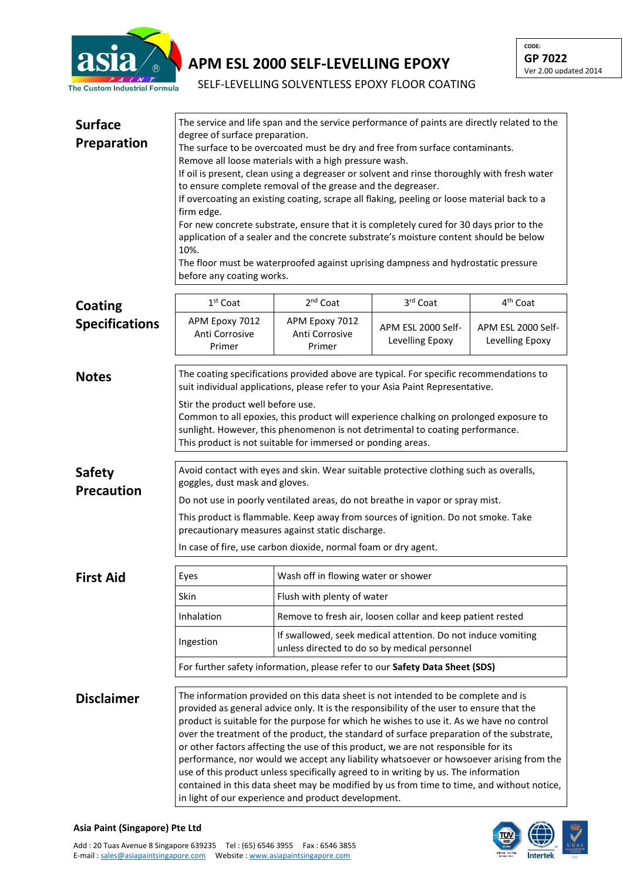# APM ESL 2000 SELF-LEVELLING EPOXY

SELF-LEVELLING SOLVENTLESS EPOXY FLOOR COATING

CODE:
**GP 7022**
Ver 2.00 updated 2014

## Surface Preparation

The service and life span and the service performance of paints are directly related to the degree of surface preparation.
The surface to be overcoated must be dry and free from surface contaminants.
Remove all loose materials with a high pressure wash.
If oil is present, clean using a degreaser or solvent and rinse thoroughly with fresh water to ensure complete removal of the grease and the degreaser.
If overcoating an existing coating, scrape all flaking, peeling or loose material back to a firm edge.
For new concrete substrate, ensure that it is completely cured for 30 days prior to the application of a sealer and the concrete substrate's moisture content should be below 10%.
The floor must be waterproofed against uprising dampness and hydrostatic pressure before any coating works.

## Coating Specifications

| 1st Coat | 2nd Coat | 3rd Coat | 4th Coat |
|---|---|---|---|
| APM Epoxy 7012 Anti Corrosive Primer | APM Epoxy 7012 Anti Corrosive Primer | APM ESL 2000 Self-Levelling Epoxy | APM ESL 2000 Self-Levelling Epoxy |

## Notes

The coating specifications provided above are typical. For specific recommendations to suit individual applications, please refer to your Asia Paint Representative.

Stir the product well before use.
Common to all epoxies, this product will experience chalking on prolonged exposure to sunlight. However, this phenomenon is not detrimental to coating performance.
This product is not suitable for immersed or ponding areas.

## Safety Precaution

Avoid contact with eyes and skin. Wear suitable protective clothing such as overalls, goggles, dust mask and gloves.

Do not use in poorly ventilated areas, do not breathe in vapor or spray mist.

This product is flammable. Keep away from sources of ignition. Do not smoke. Take precautionary measures against static discharge.

In case of fire, use carbon dioxide, normal foam or dry agent.

## First Aid

| | |
|---|---|
| Eyes | Wash off in flowing water or shower |
| Skin | Flush with plenty of water |
| Inhalation | Remove to fresh air, loosen collar and keep patient rested |
| Ingestion | If swallowed, seek medical attention. Do not induce vomiting unless directed to do so by medical personnel |

For further safety information, please refer to our **Safety Data Sheet (SDS)**

## Disclaimer

The information provided on this data sheet is not intended to be complete and is provided as general advice only. It is the responsibility of the user to ensure that the product is suitable for the purpose for which he wishes to use it. As we have no control over the treatment of the product, the standard of surface preparation of the substrate, or other factors affecting the use of this product, we are not responsible for its performance, nor would we accept any liability whatsoever or howsoever arising from the use of this product unless specifically agreed to in writing by us. The information contained in this data sheet may be modified by us from time to time, and without notice, in light of our experience and product development.

**Asia Paint (Singapore) Pte Ltd**

Add : 20 Tuas Avenue 8 Singapore 639235 Tel : (65) 6546 3955 Fax : 6546 3855
E-mail : sales@asiapaintsingapore.com Website : www.asiapaintsingapore.com